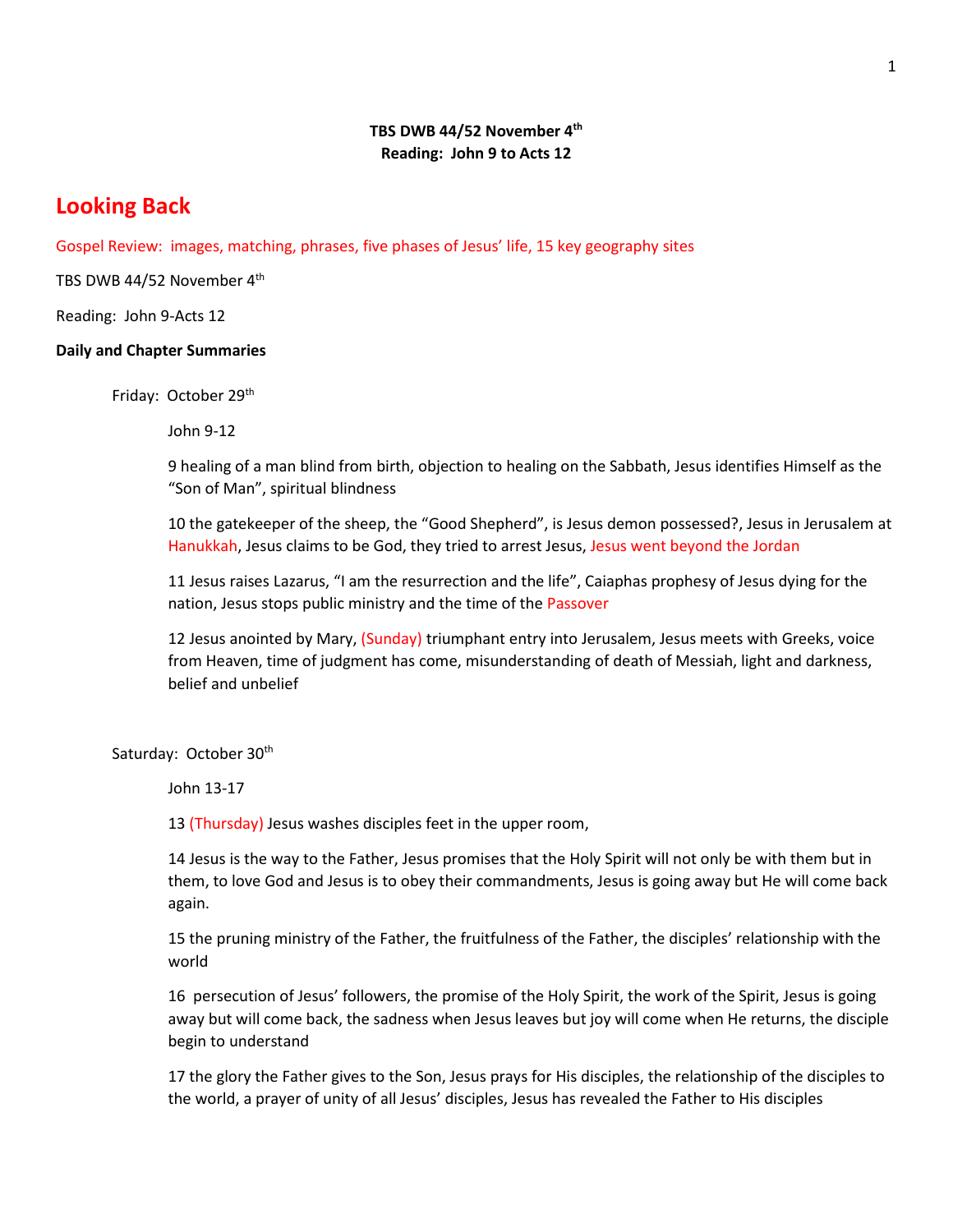**TBS DWB 44/52 November 4th**
**Reading: John 9 to Acts 12**

# Looking Back

Gospel Review: images, matching, phrases, five phases of Jesus' life, 15 key geography sites

TBS DWB 44/52 November 4th

Reading: John 9-Acts 12

**Daily and Chapter Summaries**

Friday: October 29th

John 9-12

9 healing of a man blind from birth, objection to healing on the Sabbath, Jesus identifies Himself as the "Son of Man", spiritual blindness

10 the gatekeeper of the sheep, the "Good Shepherd", is Jesus demon possessed?, Jesus in Jerusalem at Hanukkah, Jesus claims to be God, they tried to arrest Jesus, Jesus went beyond the Jordan

11 Jesus raises Lazarus, "I am the resurrection and the life", Caiaphas prophesy of Jesus dying for the nation, Jesus stops public ministry and the time of the Passover

12 Jesus anointed by Mary, (Sunday) triumphant entry into Jerusalem, Jesus meets with Greeks, voice from Heaven, time of judgment has come, misunderstanding of death of Messiah, light and darkness, belief and unbelief

Saturday: October 30th

John 13-17

13 (Thursday) Jesus washes disciples feet in the upper room,

14 Jesus is the way to the Father, Jesus promises that the Holy Spirit will not only be with them but in them, to love God and Jesus is to obey their commandments, Jesus is going away but He will come back again.

15 the pruning ministry of the Father, the fruitfulness of the Father, the disciples' relationship with the world

16 persecution of Jesus' followers, the promise of the Holy Spirit, the work of the Spirit, Jesus is going away but will come back, the sadness when Jesus leaves but joy will come when He returns, the disciple begin to understand

17 the glory the Father gives to the Son, Jesus prays for His disciples, the relationship of the disciples to the world, a prayer of unity of all Jesus' disciples, Jesus has revealed the Father to His disciples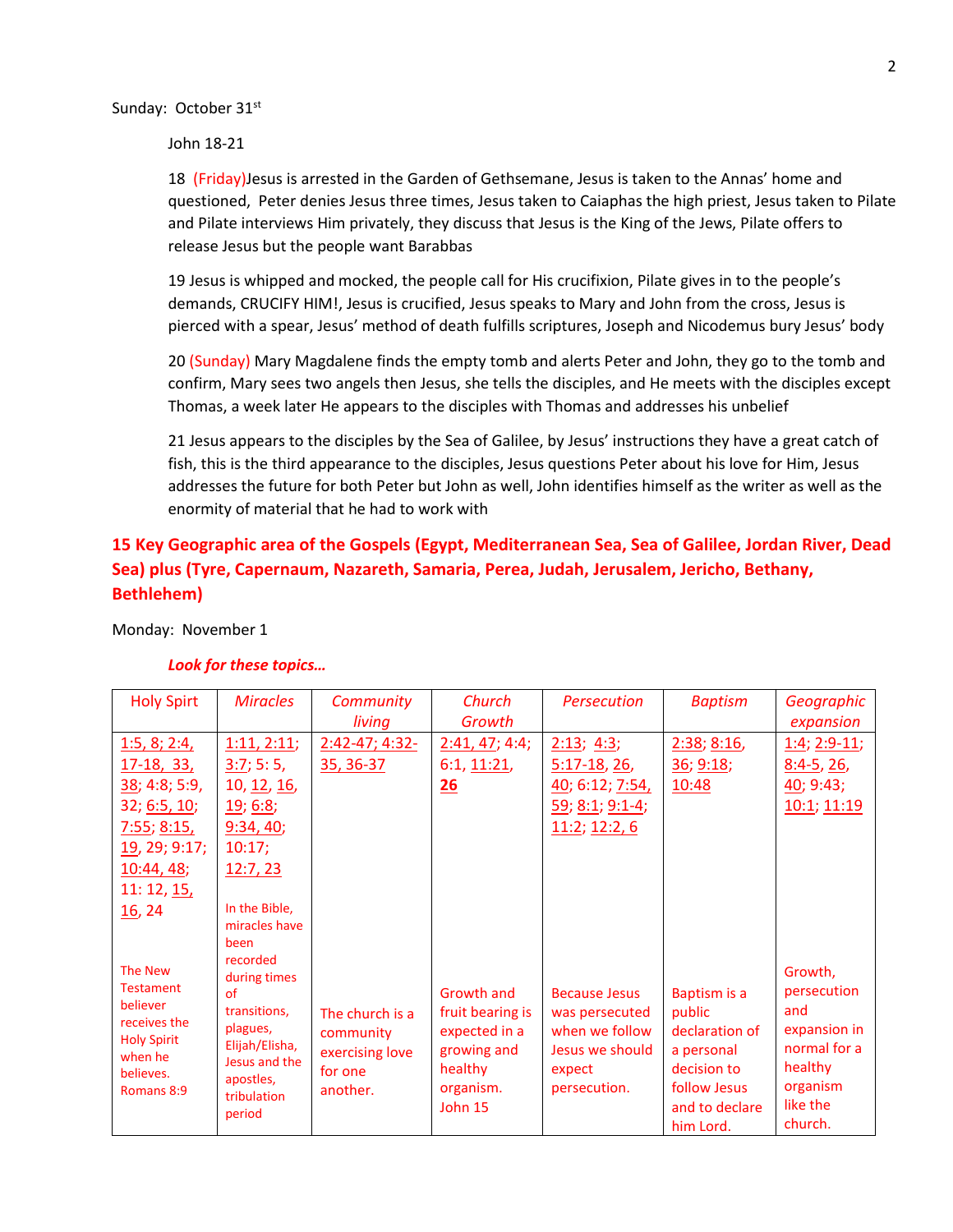Sunday: October 31st

John 18-21

18 (Friday)Jesus is arrested in the Garden of Gethsemane, Jesus is taken to the Annas' home and questioned, Peter denies Jesus three times, Jesus taken to Caiaphas the high priest, Jesus taken to Pilate and Pilate interviews Him privately, they discuss that Jesus is the King of the Jews, Pilate offers to release Jesus but the people want Barabbas

19 Jesus is whipped and mocked, the people call for His crucifixion, Pilate gives in to the people's demands, CRUCIFY HIM!, Jesus is crucified, Jesus speaks to Mary and John from the cross, Jesus is pierced with a spear, Jesus' method of death fulfills scriptures, Joseph and Nicodemus bury Jesus' body

20 (Sunday) Mary Magdalene finds the empty tomb and alerts Peter and John, they go to the tomb and confirm, Mary sees two angels then Jesus, she tells the disciples, and He meets with the disciples except Thomas, a week later He appears to the disciples with Thomas and addresses his unbelief

21 Jesus appears to the disciples by the Sea of Galilee, by Jesus' instructions they have a great catch of fish, this is the third appearance to the disciples, Jesus questions Peter about his love for Him, Jesus addresses the future for both Peter but John as well, John identifies himself as the writer as well as the enormity of material that he had to work with

**15 Key Geographic area of the Gospels (Egypt, Mediterranean Sea, Sea of Galilee, Jordan River, Dead Sea) plus (Tyre, Capernaum, Nazareth, Samaria, Perea, Judah, Jerusalem, Jericho, Bethany, Bethlehem)**

Monday: November 1

***Look for these topics…***

| Holy Spirt | *Miracles* | *Community living* | *Church Growth* | *Persecution* | *Baptism* | *Geographic expansion* |
|---|---|---|---|---|---|---|
| 1:5, 8; 2:4, 17-18, 33, 38; 4:8; 5:9, 32; 6:5, 10; 7:55; 8:15, 19, 29; 9:17; 10:44, 48; 11: 12, 15, 16, 24 | 1:11, 2:11; 3:7; 5: 5, 10, 12, 16, 19; 6:8; 9:34, 40; 10:17; 12:7, 23 | 2:42-47; 4:32-35, 36-37 | 2:41, 47; 4:4; 6:1, 11:21, **26** | 2:13; 4:3; 5:17-18, 26, 40; 6:12; 7:54, 59; 8:1; 9:1-4; 11:2; 12:2, 6 | 2:38; 8:16, 36; 9:18; 10:48 | 1:4; 2:9-11; 8:4-5, 26, 40; 9:43; 10:1; 11:19 |
| The New Testament believer receives the Holy Spirit when he believes. Romans 8:9 | In the Bible, miracles have been recorded during times of transitions, plagues, Elijah/Elisha, Jesus and the apostles, tribulation period | The church is a community exercising love for one another. | Growth and fruit bearing is expected in a growing and healthy organism. John 15 | Because Jesus was persecuted when we follow Jesus we should expect persecution. | Baptism is a public declaration of a personal decision to follow Jesus and to declare him Lord. | Growth, persecution and expansion in normal for a healthy organism like the church. |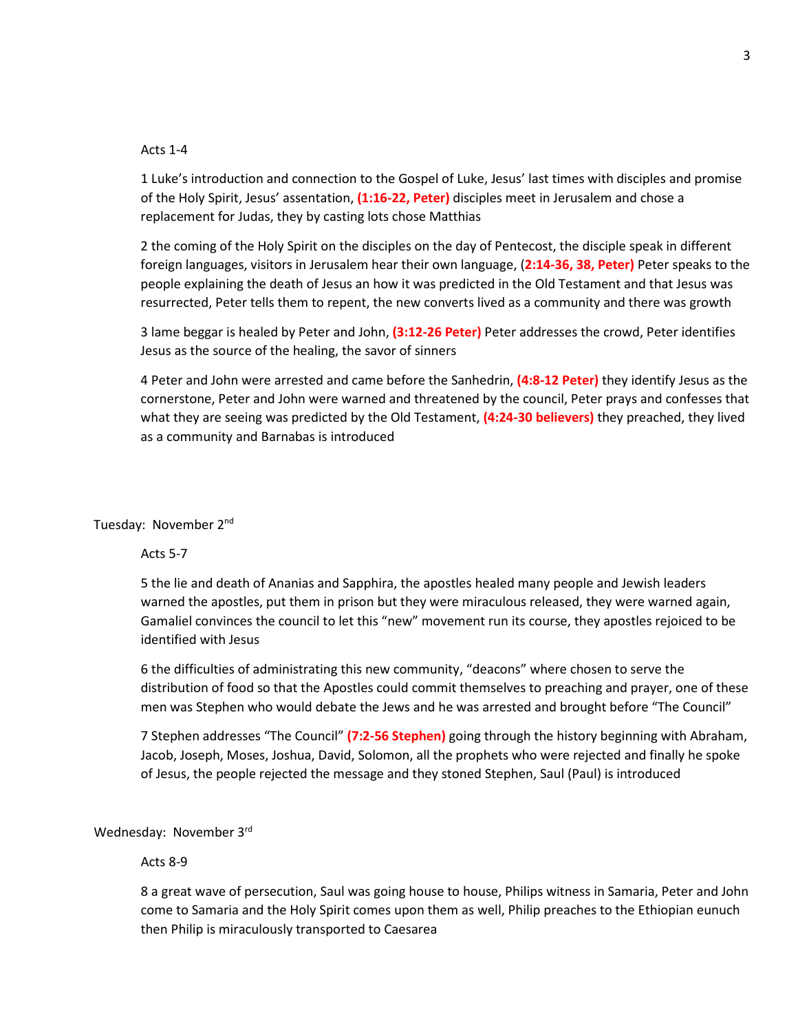Acts 1-4

1 Luke's introduction and connection to the Gospel of Luke, Jesus' last times with disciples and promise of the Holy Spirit, Jesus' assentation, **(1:16-22, Peter)** disciples meet in Jerusalem and chose a replacement for Judas, they by casting lots chose Matthias

2 the coming of the Holy Spirit on the disciples on the day of Pentecost, the disciple speak in different foreign languages, visitors in Jerusalem hear their own language, (**2:14-36, 38, Peter)** Peter speaks to the people explaining the death of Jesus an how it was predicted in the Old Testament and that Jesus was resurrected, Peter tells them to repent, the new converts lived as a community and there was growth

3 lame beggar is healed by Peter and John, **(3:12-26 Peter)** Peter addresses the crowd, Peter identifies Jesus as the source of the healing, the savor of sinners

4 Peter and John were arrested and came before the Sanhedrin, **(4:8-12 Peter)** they identify Jesus as the cornerstone, Peter and John were warned and threatened by the council, Peter prays and confesses that what they are seeing was predicted by the Old Testament, **(4:24-30 believers)** they preached, they lived as a community and Barnabas is introduced

Tuesday: November 2nd

Acts 5-7

5 the lie and death of Ananias and Sapphira, the apostles healed many people and Jewish leaders warned the apostles, put them in prison but they were miraculous released, they were warned again, Gamaliel convinces the council to let this "new" movement run its course, they apostles rejoiced to be identified with Jesus

6 the difficulties of administrating this new community, "deacons" where chosen to serve the distribution of food so that the Apostles could commit themselves to preaching and prayer, one of these men was Stephen who would debate the Jews and he was arrested and brought before "The Council"

7 Stephen addresses "The Council" **(7:2-56 Stephen)** going through the history beginning with Abraham, Jacob, Joseph, Moses, Joshua, David, Solomon, all the prophets who were rejected and finally he spoke of Jesus, the people rejected the message and they stoned Stephen, Saul (Paul) is introduced

Wednesday: November 3rd

Acts 8-9

8 a great wave of persecution, Saul was going house to house, Philips witness in Samaria, Peter and John come to Samaria and the Holy Spirit comes upon them as well, Philip preaches to the Ethiopian eunuch then Philip is miraculously transported to Caesarea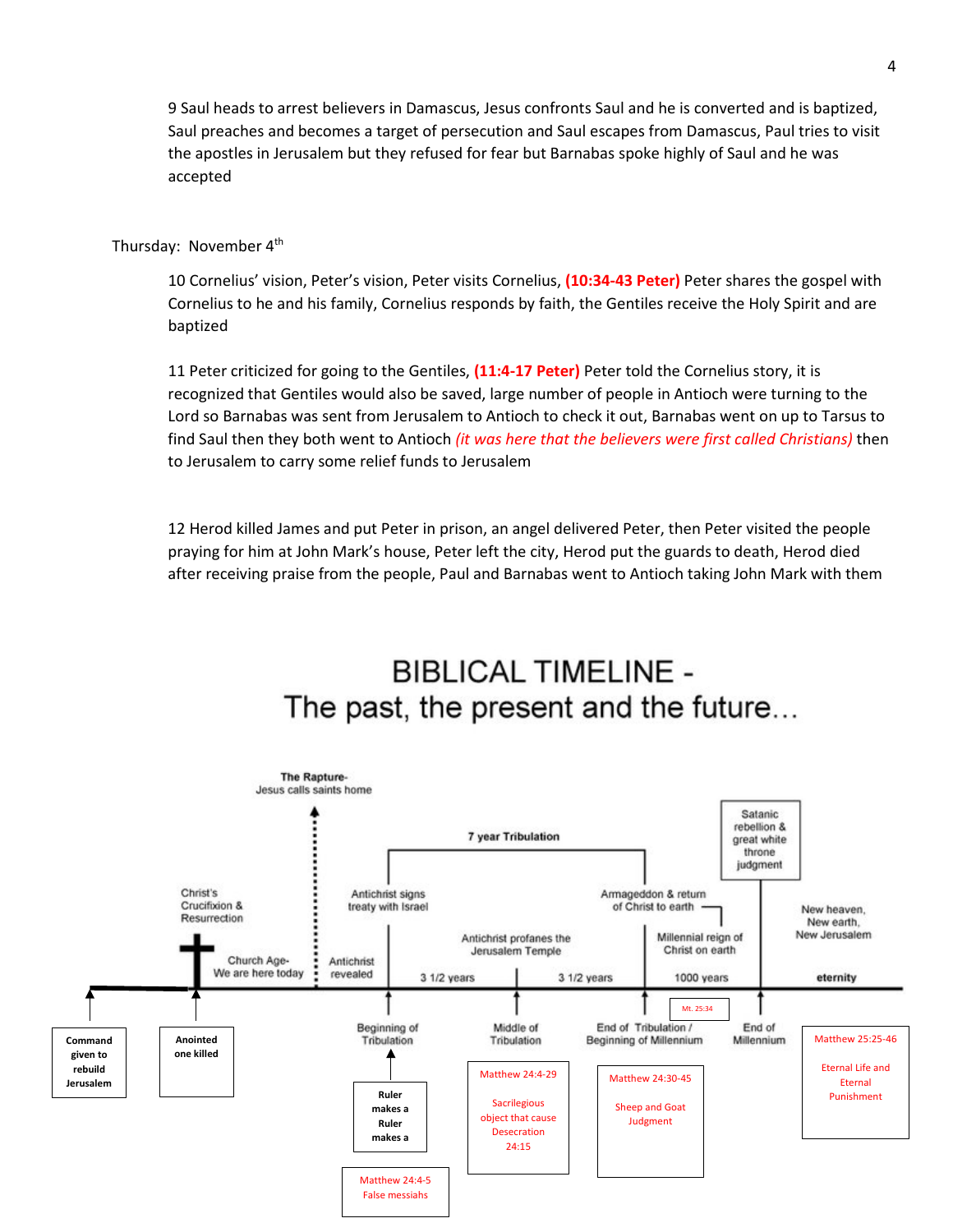9 Saul heads to arrest believers in Damascus, Jesus confronts Saul and he is converted and is baptized, Saul preaches and becomes a target of persecution and Saul escapes from Damascus, Paul tries to visit the apostles in Jerusalem but they refused for fear but Barnabas spoke highly of Saul and he was accepted

Thursday: November 4th

10 Cornelius' vision, Peter's vision, Peter visits Cornelius, **(10:34-43 Peter)** Peter shares the gospel with Cornelius to he and his family, Cornelius responds by faith, the Gentiles receive the Holy Spirit and are baptized

11 Peter criticized for going to the Gentiles, **(11:4-17 Peter)** Peter told the Cornelius story, it is recognized that Gentiles would also be saved, large number of people in Antioch were turning to the Lord so Barnabas was sent from Jerusalem to Antioch to check it out, Barnabas went on up to Tarsus to find Saul then they both went to Antioch *(it was here that the believers were first called Christians)* then to Jerusalem to carry some relief funds to Jerusalem

12 Herod killed James and put Peter in prison, an angel delivered Peter, then Peter visited the people praying for him at John Mark's house, Peter left the city, Herod put the guards to death, Herod died after receiving praise from the people, Paul and Barnabas went to Antioch taking John Mark with them

# BIBLICAL TIMELINE - The past, the present and the future…

The Rapture- Jesus calls saints home

7 year Tribulation

Satanic rebellion & great white throne judgment

Christ's Crucifixion & Resurrection

Antichrist signs treaty with Israel

Armageddon & return of Christ to earth

New heaven, New earth, New Jerusalem

Antichrist profanes the Jerusalem Temple

Millennial reign of Christ on earth

Church Age- We are here today

Antichrist revealed

3 1/2 years | 3 1/2 years | 1000 years | eternity

Command given to rebuild Jerusalem

Anointed one killed

Beginning of Tribulation

Ruler makes a Ruler makes a

Matthew 24:4-5 False messiahs

Middle of Tribulation

Matthew 24:4-29 Sacrilegious object that cause Desecration 24:15

Mt. 25:34

End of Tribulation / Beginning of Millennium

Matthew 24:30-45 Sheep and Goat Judgment

End of Millennium

Matthew 25:25-46 Eternal Life and Eternal Punishment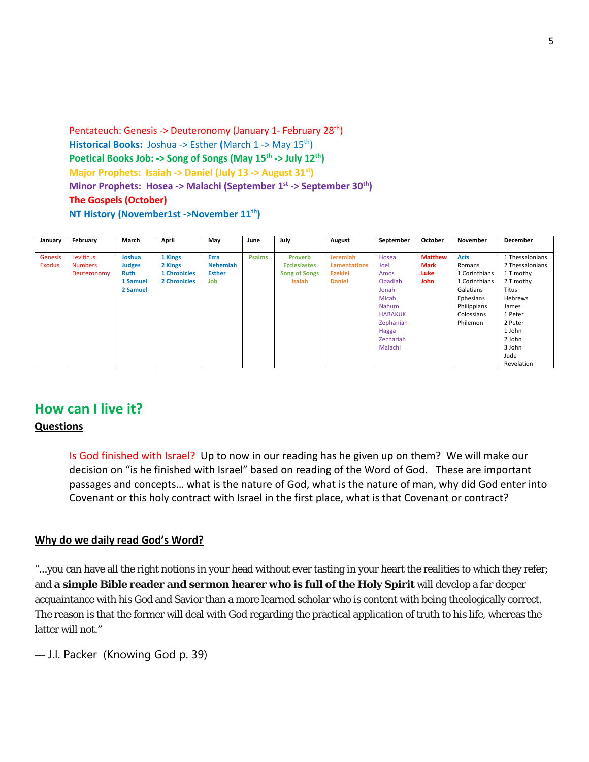Pentateuch: Genesis -> Deuteronomy (January 1- February 28th)
**Historical Books:** Joshua -> Esther **(**March 1 -> May 15th)
**Poetical Books Job: -> Song of Songs (May 15th -> July 12th)**
**Major Prophets: Isaiah -> Daniel (July 13 -> August 31st)**
**Minor Prophets: Hosea -> Malachi (September 1st -> September 30th)**
**The Gospels (October)**
**NT History (November1st ->November 11th)**

| January | February | March | April | May | June | July | August | September | October | November | December |
|---|---|---|---|---|---|---|---|---|---|---|---|
| Genesis<br>Exodus | Leviticus<br>Numbers<br>Deuteronomy | **Joshua**<br>**Judges**<br>**Ruth**<br>**1 Samuel**<br>**2 Samuel** | **1 Kings**<br>**2 Kings**<br>**1 Chronicles**<br>**2 Chronicles** | **Ezra**<br>**Nehemiah**<br>**Esther**<br>**Job** | **Psalms** | **Proverb**<br>**Ecclesiastes**<br>**Song of Songs**<br>**Isaiah** | **Jeremiah**<br>**Lamentations**<br>**Ezekiel**<br>**Daniel** | Hosea<br>Joel<br>Amos<br>Obadiah<br>Jonah<br>Micah<br>Nahum<br>HABAKUK<br>Zephaniah<br>Haggai<br>Zechariah<br>Malachi | **Matthew**<br>**Mark**<br>**Luke**<br>**John** | **Acts**<br>Romans<br>1 Corinthians<br>1 Corinthians<br>Galatians<br>Ephesians<br>Philippians<br>Colossians<br>Philemon | 1 Thessalonians<br>2 Thessalonians<br>1 Timothy<br>2 Timothy<br>Titus<br>Hebrews<br>James<br>1 Peter<br>2 Peter<br>1 John<br>2 John<br>3 John<br>Jude<br>Revelation |

## How can I live it?

**Questions**

Is God finished with Israel? Up to now in our reading has he given up on them? We will make our decision on "is he finished with Israel" based on reading of the Word of God. These are important passages and concepts… what is the nature of God, what is the nature of man, why did God enter into Covenant or this holy contract with Israel in the first place, what is that Covenant or contract?

**Why do we daily read God's Word?**

"…you can have all the right notions in your head without ever tasting in your heart the realities to which they refer; and **a simple Bible reader and sermon hearer who is full of the Holy Spirit** will develop a far deeper acquaintance with his God and Savior than a more learned scholar who is content with being theologically correct. The reason is that the former will deal with God regarding the practical application of truth to his life, whereas the latter will not."

— J.I. Packer (Knowing God p. 39)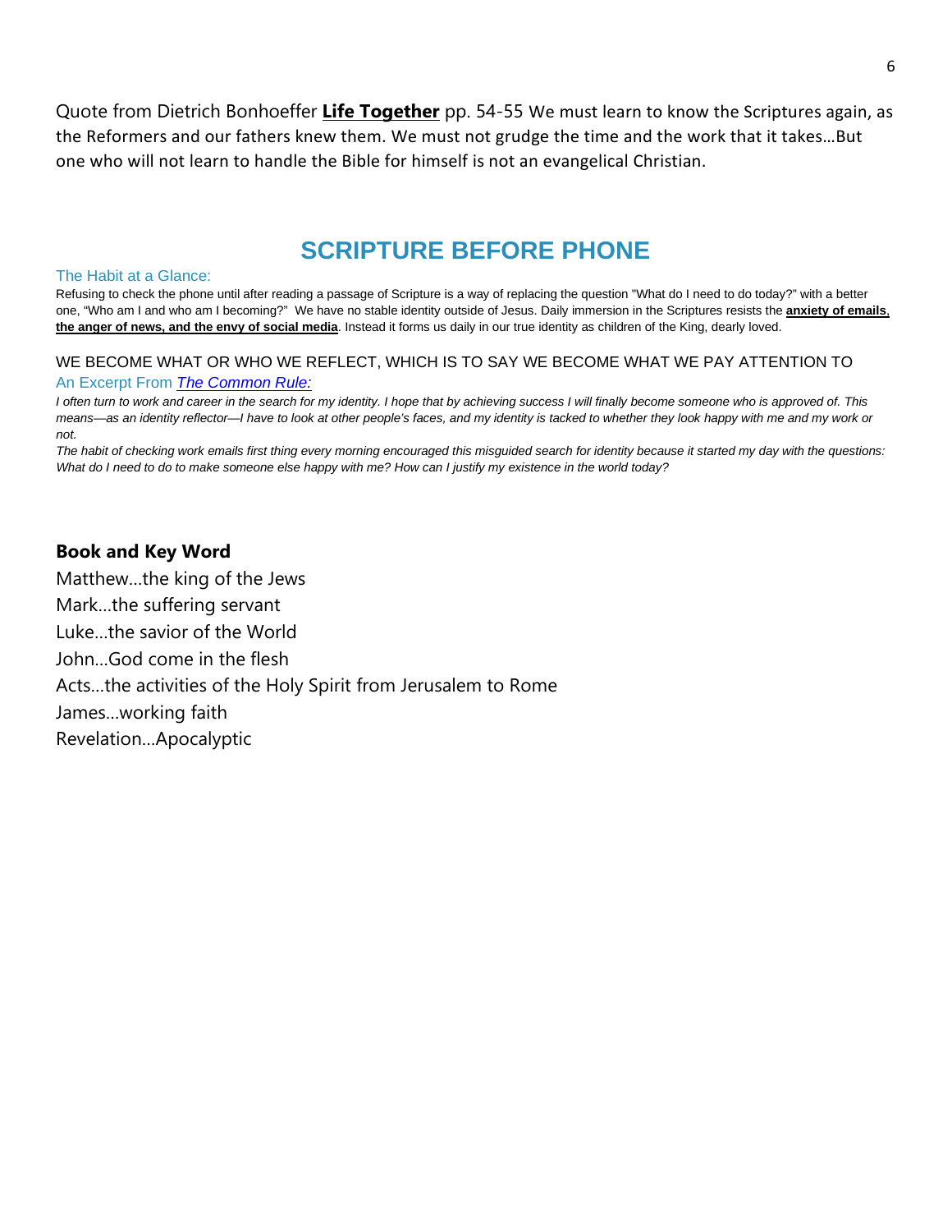Quote from Dietrich Bonhoeffer **Life Together** pp. 54-55 We must learn to know the Scriptures again, as the Reformers and our fathers knew them. We must not grudge the time and the work that it takes…But one who will not learn to handle the Bible for himself is not an evangelical Christian.

# SCRIPTURE BEFORE PHONE

### The Habit at a Glance:

Refusing to check the phone until after reading a passage of Scripture is a way of replacing the question "What do I need to do today?" with a better one, "Who am I and who am I becoming?" We have no stable identity outside of Jesus. Daily immersion in the Scriptures resists the **anxiety of emails, the anger of news, and the envy of social media**. Instead it forms us daily in our true identity as children of the King, dearly loved.

WE BECOME WHAT OR WHO WE REFLECT, WHICH IS TO SAY WE BECOME WHAT WE PAY ATTENTION TO

### An Excerpt From *The Common Rule:*

*I often turn to work and career in the search for my identity. I hope that by achieving success I will finally become someone who is approved of. This means—as an identity reflector—I have to look at other people's faces, and my identity is tacked to whether they look happy with me and my work or not.*

*The habit of checking work emails first thing every morning encouraged this misguided search for identity because it started my day with the questions: What do I need to do to make someone else happy with me? How can I justify my existence in the world today?*

**Book and Key Word**

Matthew…the king of the Jews

Mark…the suffering servant

Luke…the savior of the World

John…God come in the flesh

Acts…the activities of the Holy Spirit from Jerusalem to Rome

James…working faith

Revelation…Apocalyptic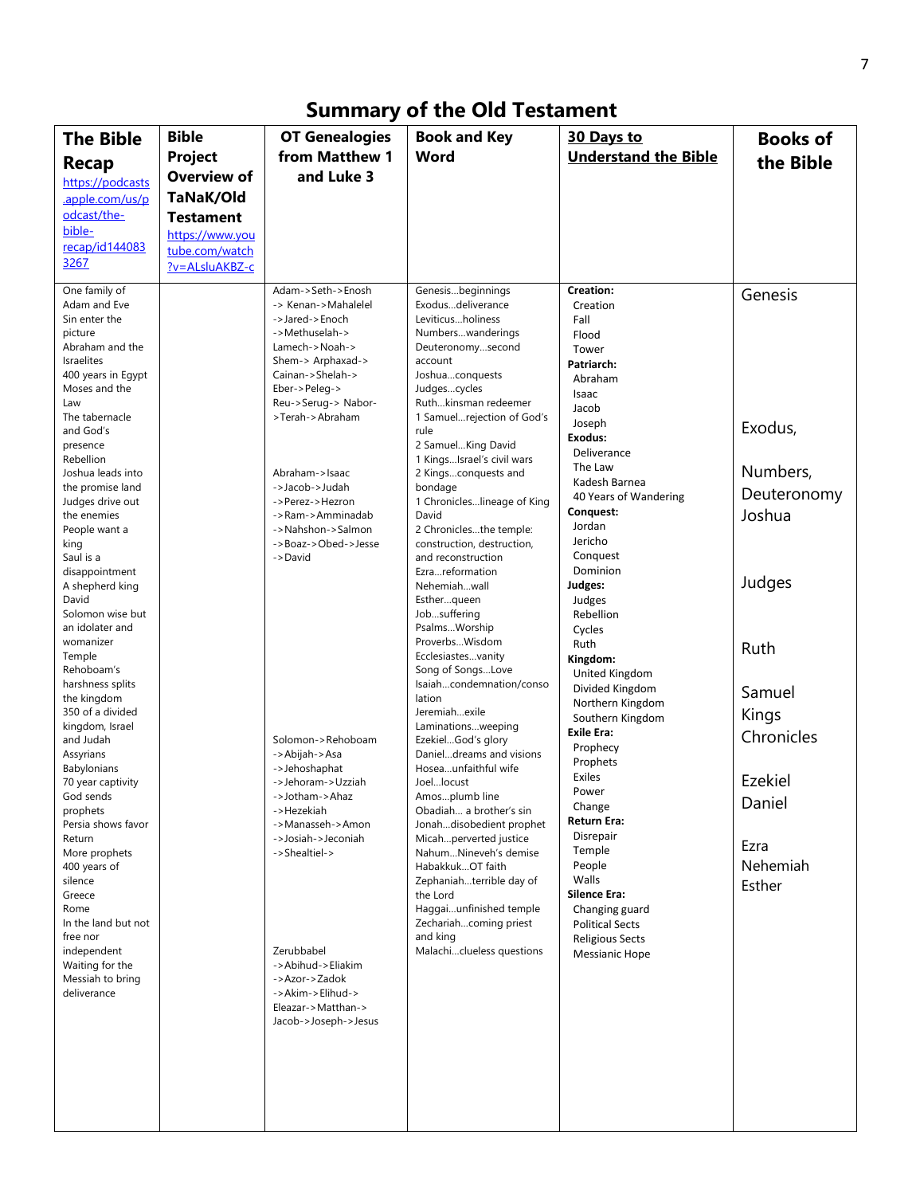# Summary of the Old Testament

| The Bible Recap https://podcasts.apple.com/us/podcast/the-bible-recap/id1440833267 | Bible Project Overview of TaNaK/Old Testament https://www.youtube.com/watch?v=ALsluAKBZ-c | OT Genealogies from Matthew 1 and Luke 3 | Book and Key Word | 30 Days to Understand the Bible | Books of the Bible |
|---|---|---|---|---|---|
| One family of Adam and Eve<br>Sin enter the picture<br>Abraham and the Israelites<br>400 years in Egypt<br>Moses and the Law<br>The tabernacle and God's presence<br>Rebellion<br>Joshua leads into the promise land<br>Judges drive out the enemies<br>People want a king<br>Saul is a disappointment<br>A shepherd king David<br>Solomon wise but an idolater and womanizer<br>Temple<br>Rehoboam's harshness splits the kingdom<br>350 of a divided kingdom, Israel and Judah<br>Assyrians<br>Babylonians<br>70 year captivity<br>God sends prophets<br>Persia shows favor<br>Return<br>More prophets<br>400 years of silence<br>Greece<br>Rome<br>In the land but not free nor independent<br>Waiting for the Messiah to bring deliverance | | Adam->Seth->Enosh -> Kenan->Mahalelel ->Jared->Enoch ->Methuselah-> Lamech->Noah-> Shem-> Arphaxad-> Cainan->Shelah-> Eber->Peleg-> Reu->Serug-> Nabor->Terah->Abraham<br><br>Abraham->Isaac ->Jacob->Judah ->Perez->Hezron ->Ram->Amminadab ->Nahshon->Salmon ->Boaz->Obed->Jesse ->David<br><br>Solomon->Rehoboam ->Abijah->Asa ->Jehoshaphat ->Jehoram->Uzziah ->Jotham->Ahaz ->Hezekiah ->Manasseh->Amon ->Josiah->Jeconiah ->Shealtiel-><br><br>Zerubbabel ->Abihud->Eliakim ->Azor->Zadok ->Akim->Elihud-> Eleazar->Matthan-> Jacob->Joseph->Jesus | Genesis…beginnings<br>Exodus…deliverance<br>Leviticus…holiness<br>Numbers…wanderings<br>Deuteronomy…second account<br>Joshua…conquests<br>Judges…cycles<br>Ruth…kinsman redeemer<br>1 Samuel…rejection of God's rule<br>2 Samuel…King David<br>1 Kings…Israel's civil wars<br>2 Kings…conquests and bondage<br>1 Chronicles…lineage of King David<br>2 Chronicles…the temple: construction, destruction, and reconstruction<br>Ezra…reformation<br>Nehemiah…wall<br>Esther…queen<br>Job…suffering<br>Psalms…Worship<br>Proverbs…Wisdom<br>Ecclesiastes…vanity<br>Song of Songs…Love<br>Isaiah…condemnation/consolation<br>Jeremiah…exile<br>Laminations…weeping<br>Ezekiel…God's glory<br>Daniel…dreams and visions<br>Hosea…unfaithful wife<br>Joel…locust<br>Amos…plumb line<br>Obadiah… a brother's sin<br>Jonah…disobedient prophet<br>Micah…perverted justice<br>Nahum…Nineveh's demise<br>Habakkuk…OT faith<br>Zephaniah…terrible day of the Lord<br>Haggai…unfinished temple<br>Zechariah…coming priest and king<br>Malachi…clueless questions | **Creation:**<br>Creation<br>Fall<br>Flood<br>Tower<br>**Patriarch:**<br>Abraham<br>Isaac<br>Jacob<br>Joseph<br>**Exodus:**<br>Deliverance<br>The Law<br>Kadesh Barnea<br>40 Years of Wandering<br>**Conquest:**<br>Jordan<br>Jericho<br>Conquest<br>Dominion<br>**Judges:**<br>Judges<br>Rebellion<br>Cycles<br>Ruth<br>**Kingdom:**<br>United Kingdom<br>Divided Kingdom<br>Northern Kingdom<br>Southern Kingdom<br>**Exile Era:**<br>Prophecy<br>Prophets<br>Exiles<br>Power<br>Change<br>**Return Era:**<br>Disrepair<br>Temple<br>People<br>Walls<br>**Silence Era:**<br>Changing guard<br>Political Sects<br>Religious Sects<br>Messianic Hope | Genesis<br><br>Exodus,<br><br>Numbers,<br>Deuteronomy<br>Joshua<br><br>Judges<br><br>Ruth<br><br>Samuel<br>Kings<br>Chronicles<br><br>Ezekiel<br>Daniel<br><br>Ezra<br>Nehemiah<br>Esther |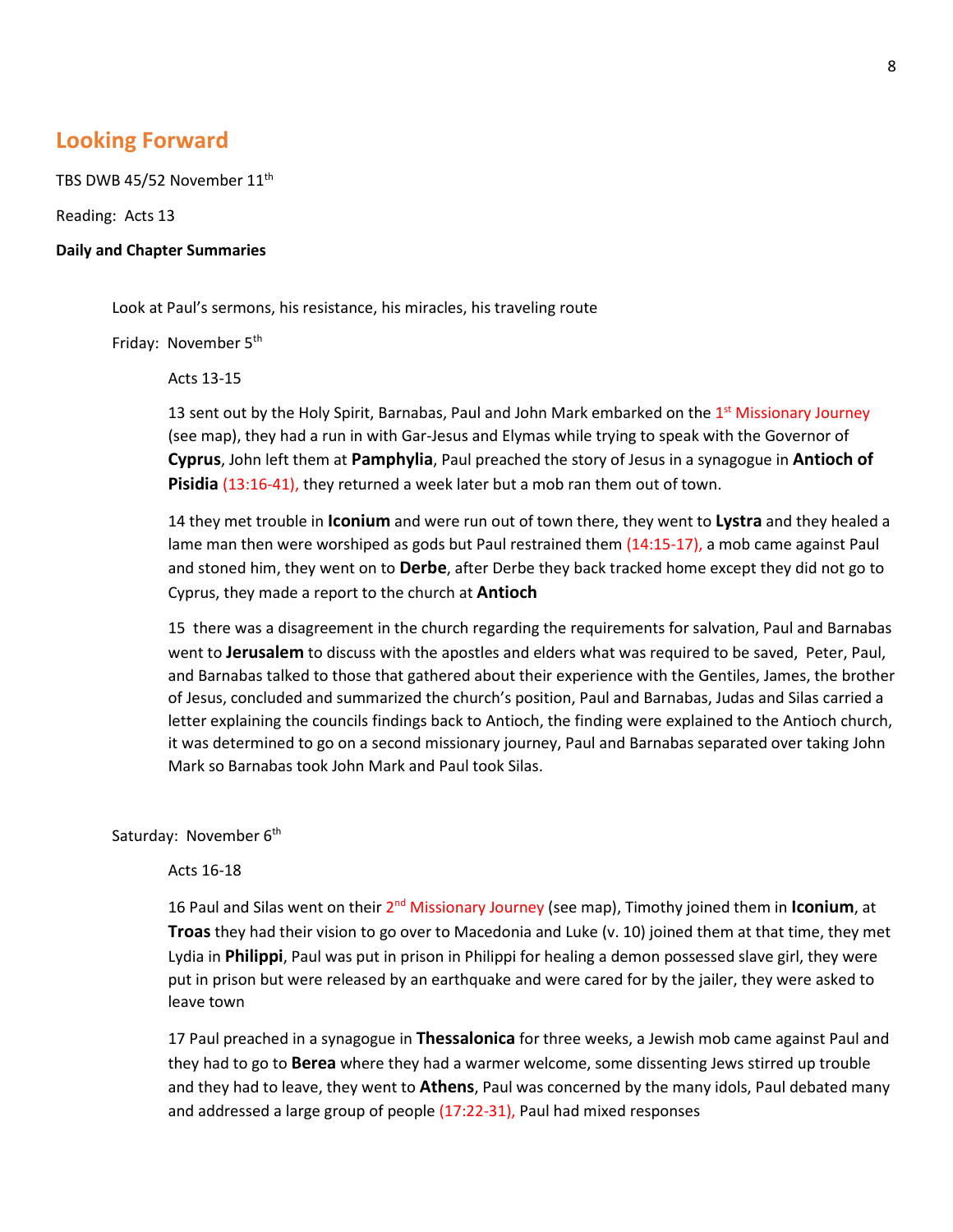## Looking Forward

TBS DWB 45/52 November 11th

Reading: Acts 13

**Daily and Chapter Summaries**

Look at Paul's sermons, his resistance, his miracles, his traveling route

Friday: November 5th

Acts 13-15

13 sent out by the Holy Spirit, Barnabas, Paul and John Mark embarked on the 1st Missionary Journey (see map), they had a run in with Gar-Jesus and Elymas while trying to speak with the Governor of **Cyprus**, John left them at **Pamphylia**, Paul preached the story of Jesus in a synagogue in **Antioch of Pisidia** (13:16-41), they returned a week later but a mob ran them out of town.

14 they met trouble in **Iconium** and were run out of town there, they went to **Lystra** and they healed a lame man then were worshiped as gods but Paul restrained them (14:15-17), a mob came against Paul and stoned him, they went on to **Derbe**, after Derbe they back tracked home except they did not go to Cyprus, they made a report to the church at **Antioch**

15 there was a disagreement in the church regarding the requirements for salvation, Paul and Barnabas went to **Jerusalem** to discuss with the apostles and elders what was required to be saved, Peter, Paul, and Barnabas talked to those that gathered about their experience with the Gentiles, James, the brother of Jesus, concluded and summarized the church's position, Paul and Barnabas, Judas and Silas carried a letter explaining the councils findings back to Antioch, the finding were explained to the Antioch church, it was determined to go on a second missionary journey, Paul and Barnabas separated over taking John Mark so Barnabas took John Mark and Paul took Silas.

Saturday: November 6th

Acts 16-18

16 Paul and Silas went on their 2nd Missionary Journey (see map), Timothy joined them in **Iconium**, at **Troas** they had their vision to go over to Macedonia and Luke (v. 10) joined them at that time, they met Lydia in **Philippi**, Paul was put in prison in Philippi for healing a demon possessed slave girl, they were put in prison but were released by an earthquake and were cared for by the jailer, they were asked to leave town

17 Paul preached in a synagogue in **Thessalonica** for three weeks, a Jewish mob came against Paul and they had to go to **Berea** where they had a warmer welcome, some dissenting Jews stirred up trouble and they had to leave, they went to **Athens**, Paul was concerned by the many idols, Paul debated many and addressed a large group of people (17:22-31), Paul had mixed responses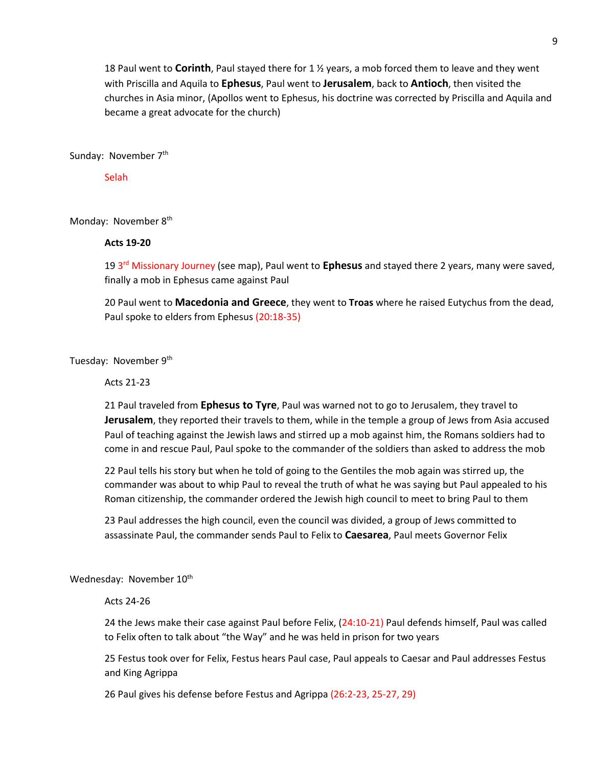18 Paul went to **Corinth**, Paul stayed there for 1 ½ years, a mob forced them to leave and they went with Priscilla and Aquila to **Ephesus**, Paul went to **Jerusalem**, back to **Antioch**, then visited the churches in Asia minor, (Apollos went to Ephesus, his doctrine was corrected by Priscilla and Aquila and became a great advocate for the church)

Sunday: November 7th

Selah

Monday: November 8th

**Acts 19-20**

19 3rd Missionary Journey (see map), Paul went to **Ephesus** and stayed there 2 years, many were saved, finally a mob in Ephesus came against Paul

20 Paul went to **Macedonia and Greece**, they went to **Troas** where he raised Eutychus from the dead, Paul spoke to elders from Ephesus (20:18-35)

Tuesday: November 9th

Acts 21-23

21 Paul traveled from **Ephesus to Tyre**, Paul was warned not to go to Jerusalem, they travel to **Jerusalem**, they reported their travels to them, while in the temple a group of Jews from Asia accused Paul of teaching against the Jewish laws and stirred up a mob against him, the Romans soldiers had to come in and rescue Paul, Paul spoke to the commander of the soldiers than asked to address the mob

22 Paul tells his story but when he told of going to the Gentiles the mob again was stirred up, the commander was about to whip Paul to reveal the truth of what he was saying but Paul appealed to his Roman citizenship, the commander ordered the Jewish high council to meet to bring Paul to them

23 Paul addresses the high council, even the council was divided, a group of Jews committed to assassinate Paul, the commander sends Paul to Felix to **Caesarea**, Paul meets Governor Felix

Wednesday: November 10th

Acts 24-26

24 the Jews make their case against Paul before Felix, (24:10-21) Paul defends himself, Paul was called to Felix often to talk about "the Way" and he was held in prison for two years

25 Festus took over for Felix, Festus hears Paul case, Paul appeals to Caesar and Paul addresses Festus and King Agrippa

26 Paul gives his defense before Festus and Agrippa (26:2-23, 25-27, 29)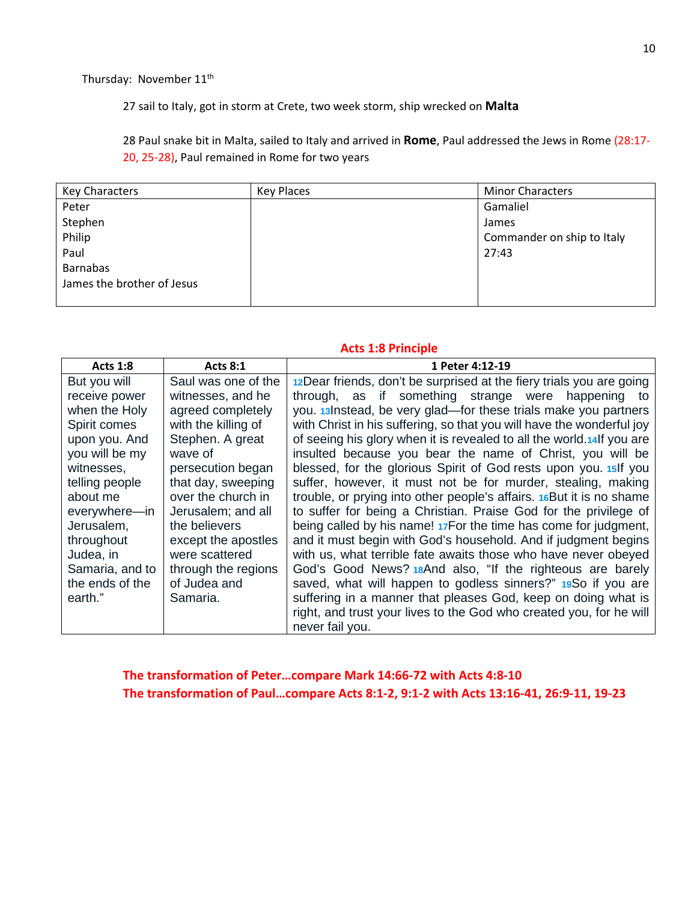Thursday: November 11th

27 sail to Italy, got in storm at Crete, two week storm, ship wrecked on **Malta**

28 Paul snake bit in Malta, sailed to Italy and arrived in **Rome**, Paul addressed the Jews in Rome (28:17-20, 25-28), Paul remained in Rome for two years

| Key Characters | Key Places | Minor Characters |
|---|---|---|
| Peter<br>Stephen<br>Philip<br>Paul<br>Barnabas<br>James the brother of Jesus | | Gamaliel<br>James<br>Commander on ship to Italy 27:43 |

**Acts 1:8 Principle**

| Acts 1:8 | Acts 8:1 | 1 Peter 4:12-19 |
|---|---|---|
| But you will receive power when the Holy Spirit comes upon you. And you will be my witnesses, telling people about me everywhere—in Jerusalem, throughout Judea, in Samaria, and to the ends of the earth." | Saul was one of the witnesses, and he agreed completely with the killing of Stephen. A great wave of persecution began that day, sweeping over the church in Jerusalem; and all the believers except the apostles were scattered through the regions of Judea and Samaria. | 12Dear friends, don't be surprised at the fiery trials you are going through, as if something strange were happening to you. 13Instead, be very glad—for these trials make you partners with Christ in his suffering, so that you will have the wonderful joy of seeing his glory when it is revealed to all the world.14If you are insulted because you bear the name of Christ, you will be blessed, for the glorious Spirit of God rests upon you. 15If you suffer, however, it must not be for murder, stealing, making trouble, or prying into other people's affairs. 16But it is no shame to suffer for being a Christian. Praise God for the privilege of being called by his name! 17For the time has come for judgment, and it must begin with God's household. And if judgment begins with us, what terrible fate awaits those who have never obeyed God's Good News? 18And also, "If the righteous are barely saved, what will happen to godless sinners?" 19So if you are suffering in a manner that pleases God, keep on doing what is right, and trust your lives to the God who created you, for he will never fail you. |

**The transformation of Peter…compare Mark 14:66-72 with Acts 4:8-10**
**The transformation of Paul…compare Acts 8:1-2, 9:1-2 with Acts 13:16-41, 26:9-11, 19-23**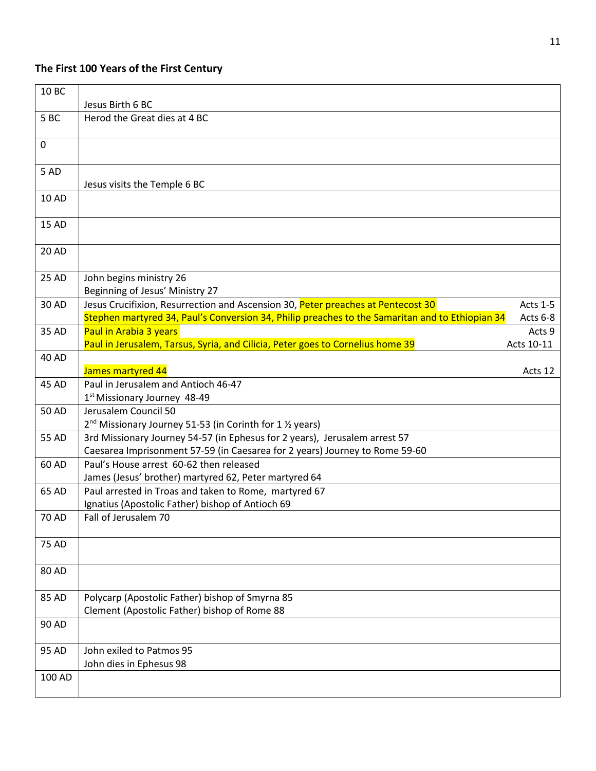**The First 100 Years of the First Century**

| | | |
|---|---|---|
| 10 BC | Jesus Birth 6 BC | |
| 5 BC | Herod the Great dies at 4 BC | |
| 0 | | |
| 5 AD | Jesus visits the Temple 6 BC | |
| 10 AD | | |
| 15 AD | | |
| 20 AD | | |
| 25 AD | John begins ministry 26<br>Beginning of Jesus' Ministry 27 | |
| 30 AD | Jesus Crucifixion, Resurrection and Ascension 30, Peter preaches at Pentecost 30<br>Stephen martyred 34, Paul's Conversion 34, Philip preaches to the Samaritan and to Ethiopian 34 | Acts 1-5<br>Acts 6-8 |
| 35 AD | Paul in Arabia 3 years<br>Paul in Jerusalem, Tarsus, Syria, and Cilicia, Peter goes to Cornelius home 39 | Acts 9<br>Acts 10-11 |
| 40 AD | James martyred 44 | Acts 12 |
| 45 AD | Paul in Jerusalem and Antioch 46-47<br>1st Missionary Journey 48-49 | |
| 50 AD | Jerusalem Council 50<br>2nd Missionary Journey 51-53 (in Corinth for 1 ½ years) | |
| 55 AD | 3rd Missionary Journey 54-57 (in Ephesus for 2 years), Jerusalem arrest 57<br>Caesarea Imprisonment 57-59 (in Caesarea for 2 years) Journey to Rome 59-60 | |
| 60 AD | Paul's House arrest 60-62 then released<br>James (Jesus' brother) martyred 62, Peter martyred 64 | |
| 65 AD | Paul arrested in Troas and taken to Rome, martyred 67<br>Ignatius (Apostolic Father) bishop of Antioch 69 | |
| 70 AD | Fall of Jerusalem 70 | |
| 75 AD | | |
| 80 AD | | |
| 85 AD | Polycarp (Apostolic Father) bishop of Smyrna 85<br>Clement (Apostolic Father) bishop of Rome 88 | |
| 90 AD | | |
| 95 AD | John exiled to Patmos 95<br>John dies in Ephesus 98 | |
| 100 AD | | |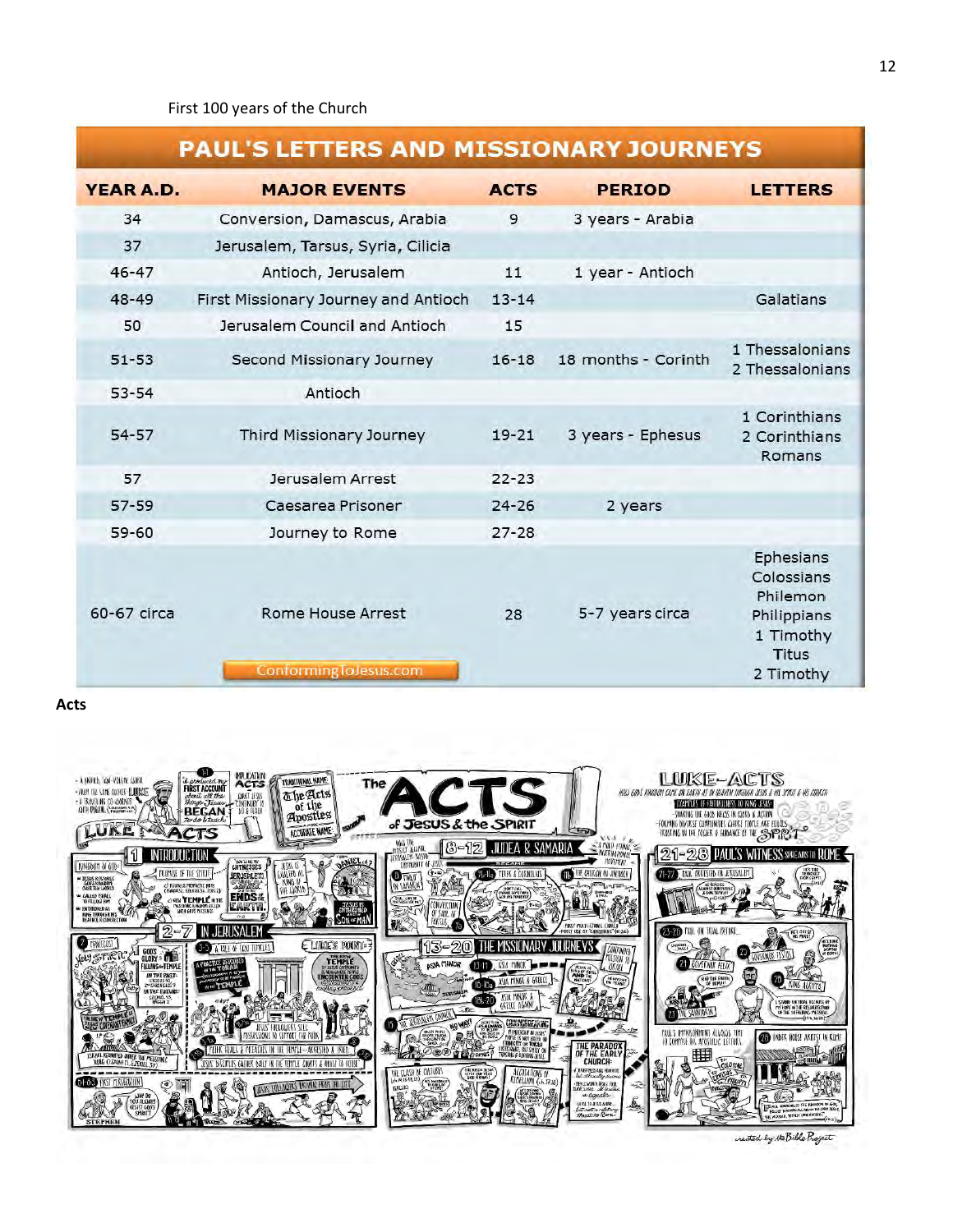First 100 years of the Church

**PAUL'S LETTERS AND MISSIONARY JOURNEYS**

| YEAR A.D. | MAJOR EVENTS | ACTS | PERIOD | LETTERS |
|---|---|---|---|---|
| 34 | Conversion, Damascus, Arabia | 9 | 3 years - Arabia | |
| 37 | Jerusalem, Tarsus, Syria, Cilicia | | | |
| 46-47 | Antioch, Jerusalem | 11 | 1 year - Antioch | |
| 48-49 | First Missionary Journey and Antioch | 13-14 | | Galatians |
| 50 | Jerusalem Council and Antioch | 15 | | |
| 51-53 | Second Missionary Journey | 16-18 | 18 months - Corinth | 1 Thessalonians<br>2 Thessalonians |
| 53-54 | Antioch | | | |
| 54-57 | Third Missionary Journey | 19-21 | 3 years - Ephesus | 1 Corinthians<br>2 Corinthians<br>Romans |
| 57 | Jerusalem Arrest | 22-23 | | |
| 57-59 | Caesarea Prisoner | 24-26 | 2 years | |
| 59-60 | Journey to Rome | 27-28 | | |
| 60-67 circa | Rome House Arrest | 28 | 5-7 years circa | Ephesians<br>Colossians<br>Philemon<br>Philippians<br>1 Timothy<br>Titus<br>2 Timothy |

ConformingToJesus.com

**Acts**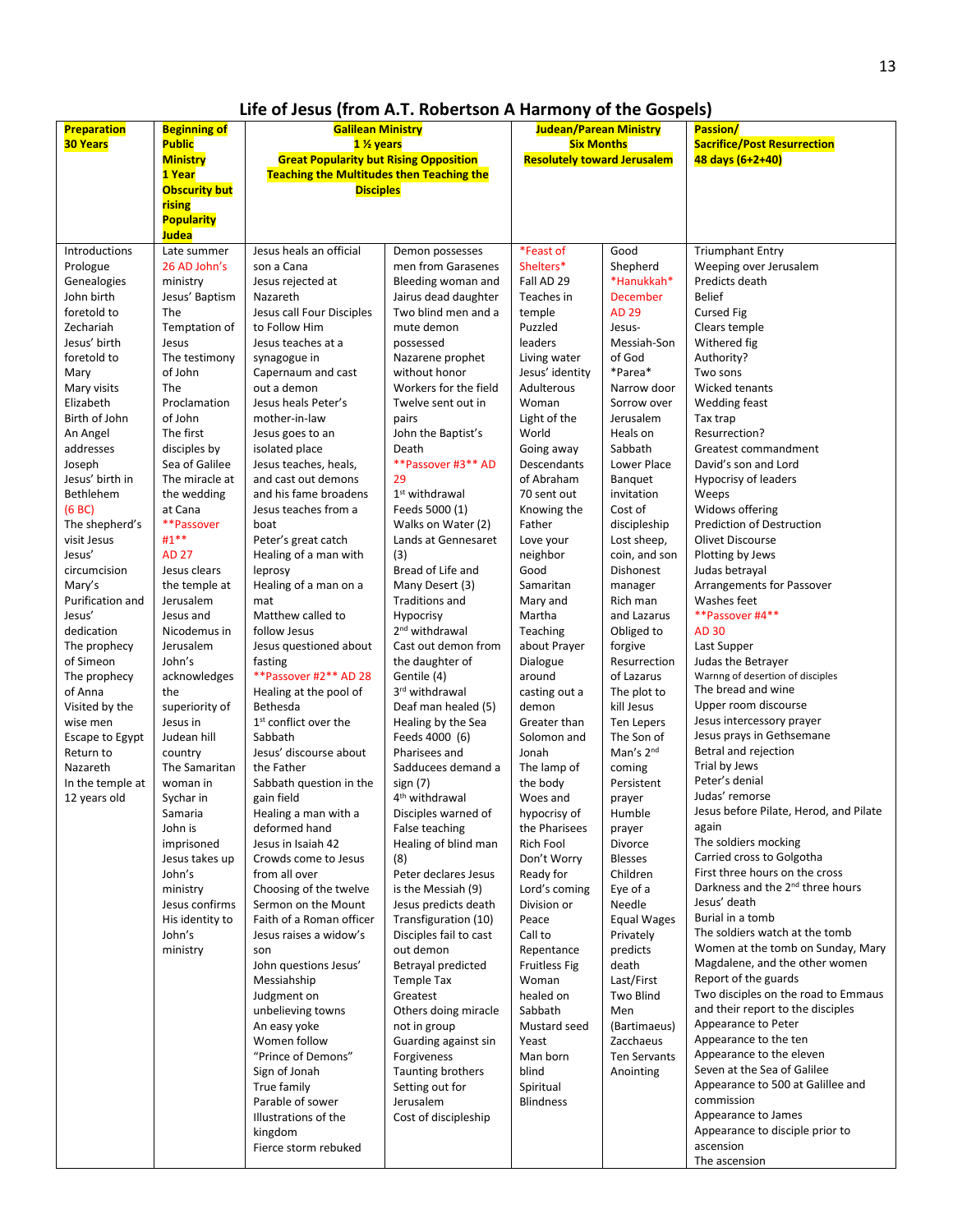# Life of Jesus (from A.T. Robertson A Harmony of the Gospels)

| **Preparation 30 Years** | **Beginning of Public Ministry 1 Year Obscurity but rising Popularity Judea** | **Galilean Ministry 1 ½ years Great Popularity but Rising Opposition Teaching the Multitudes then Teaching the Disciples** | | **Judean/Parean Ministry Six Months Resolutely toward Jerusalem** | | **Passion/ Sacrifice/Post Resurrection 48 days (6+2+40)** |
|---|---|---|---|---|---|---|
| Introductions<br>Prologue<br>Genealogies<br>John birth foretold to Zechariah<br>Jesus' birth foretold to Mary<br>Mary visits Elizabeth<br>Birth of John<br>An Angel addresses Joseph<br>Jesus' birth in Bethlehem<br>(6 BC)<br>The shepherd's visit Jesus<br>Jesus' circumcision<br>Mary's Purification and Jesus' dedication<br>The prophecy of Simeon<br>The prophecy of Anna<br>Visited by the wise men<br>Escape to Egypt<br>Return to Nazareth<br>In the temple at 12 years old | Late summer 26 AD John's ministry<br>Jesus' Baptism<br>The Temptation of Jesus<br>The testimony of John<br>The Proclamation of John<br>The first disciples by Sea of Galilee<br>The miracle at the wedding at Cana<br>**Passover #1**<br>AD 27<br>Jesus clears the temple at Jerusalem<br>Jesus and Nicodemus in Jerusalem<br>John's acknowledges the superiority of Jesus in Judean hill country<br>The Samaritan woman in Sychar in Samaria<br>John is imprisoned<br>Jesus takes up John's ministry<br>Jesus confirms His identity to John's ministry | Jesus heals an official son a Cana<br>Jesus rejected at Nazareth<br>Jesus call Four Disciples to Follow Him<br>Jesus teaches at a synagogue in Capernaum and cast out a demon<br>Jesus heals Peter's mother-in-law<br>Jesus goes to an isolated place<br>Jesus teaches, heals, and cast out demons and his fame broadens<br>Jesus teaches from a boat<br>Peter's great catch<br>Healing of a man with leprosy<br>Healing of a man on a mat<br>Matthew called to follow Jesus<br>Jesus questioned about fasting<br>**Passover #2** AD 28<br>Healing at the pool of Bethesda<br>1st conflict over the Sabbath<br>Jesus' discourse about the Father<br>Sabbath question in the gain field<br>Healing a man with a deformed hand<br>Jesus in Isaiah 42<br>Crowds come to Jesus from all over<br>Choosing of the twelve<br>Sermon on the Mount<br>Faith of a Roman officer<br>Jesus raises a widow's son<br>John questions Jesus' Messiahship<br>Judgment on unbelieving towns<br>An easy yoke<br>Women follow<br>"Prince of Demons"<br>Sign of Jonah<br>True family<br>Parable of sower<br>Illustrations of the kingdom<br>Fierce storm rebuked | Demon possesses men from Garasenes<br>Bleeding woman and Jairus dead daughter<br>Two blind men and a mute demon possessed<br>Nazarene prophet without honor<br>Workers for the field<br>Twelve sent out in pairs<br>John the Baptist's Death<br>**Passover #3** AD 29<br>1st withdrawal<br>Feeds 5000 (1)<br>Walks on Water (2)<br>Lands at Gennesaret (3)<br>Bread of Life and Many Desert (3)<br>Traditions and Hypocrisy<br>2nd withdrawal<br>Cast out demon from the daughter of Gentile (4)<br>3rd withdrawal<br>Deaf man healed (5)<br>Healing by the Sea<br>Feeds 4000 (6)<br>Pharisees and Sadducees demand a sign (7)<br>4th withdrawal<br>Disciples warned of False teaching<br>Healing of blind man (8)<br>Peter declares Jesus is the Messiah (9)<br>Jesus predicts death<br>Transfiguration (10)<br>Disciples fail to cast out demon<br>Betrayal predicted<br>Temple Tax<br>Greatest<br>Others doing miracle not in group<br>Guarding against sin<br>Forgiveness<br>Taunting brothers<br>Setting out for Jerusalem<br>Cost of discipleship | *Feast of Shelters*<br>Fall AD 29<br>Teaches in temple<br>Puzzled leaders<br>Living water<br>Jesus' identity<br>Adulterous Woman<br>Light of the World<br>Going away<br>Descendants of Abraham<br>70 sent out<br>Knowing the Father<br>Love your neighbor<br>Good Samaritan<br>Mary and Martha<br>Teaching about Prayer<br>Dialogue around casting out a demon<br>Greater than Solomon and Jonah<br>The lamp of the body<br>Woes and hypocrisy of the Pharisees<br>Rich Fool<br>Don't Worry<br>Ready for Lord's coming<br>Division or Peace<br>Call to Repentance<br>Fruitless Fig<br>Woman healed on Sabbath<br>Mustard seed<br>Yeast<br>Man born blind<br>Spiritual Blindness | Good Shepherd<br>*Hanukkah*<br>December AD 29<br>Jesus-Messiah-Son of God<br>*Parea*<br>Narrow door<br>Sorrow over Jerusalem<br>Heals on Sabbath<br>Lower Place<br>Banquet invitation<br>Cost of discipleship<br>Lost sheep, coin, and son<br>Dishonest manager<br>Rich man and Lazarus<br>Obliged to forgive<br>Resurrection of Lazarus<br>The plot to kill Jesus<br>Ten Lepers<br>The Son of Man's 2nd coming<br>Persistent prayer<br>Humble prayer<br>Divorce<br>Blesses Children<br>Eye of a Needle<br>Equal Wages<br>Privately predicts death<br>Last/First<br>Two Blind Men (Bartimaeus)<br>Zacchaeus<br>Ten Servants<br>Anointing | Triumphant Entry<br>Weeping over Jerusalem<br>Predicts death<br>Belief<br>Cursed Fig<br>Clears temple<br>Withered fig<br>Authority?<br>Two sons<br>Wicked tenants<br>Wedding feast<br>Tax trap<br>Resurrection?<br>Greatest commandment<br>David's son and Lord<br>Hypocrisy of leaders<br>Weeps<br>Widows offering<br>Prediction of Destruction<br>Olivet Discourse<br>Plotting by Jews<br>Judas betrayal<br>Arrangements for Passover<br>Washes feet<br>**Passover #4**<br>AD 30<br>Last Supper<br>Judas the Betrayer<br>Warnng of desertion of disciples<br>The bread and wine<br>Upper room discourse<br>Jesus intercessory prayer<br>Jesus prays in Gethsemane<br>Betral and rejection<br>Trial by Jews<br>Peter's denial<br>Judas' remorse<br>Jesus before Pilate, Herod, and Pilate again<br>The soldiers mocking<br>Carried cross to Golgotha<br>First three hours on the cross<br>Darkness and the 2nd three hours<br>Jesus' death<br>Burial in a tomb<br>The soldiers watch at the tomb<br>Women at the tomb on Sunday, Mary Magdalene, and the other women<br>Report of the guards<br>Two disciples on the road to Emmaus and their report to the disciples<br>Appearance to Peter<br>Appearance to the ten<br>Appearance to the eleven<br>Seven at the Sea of Galilee<br>Appearance to 500 at Galillee and commission<br>Appearance to James<br>Appearance to disciple prior to ascension<br>The ascension |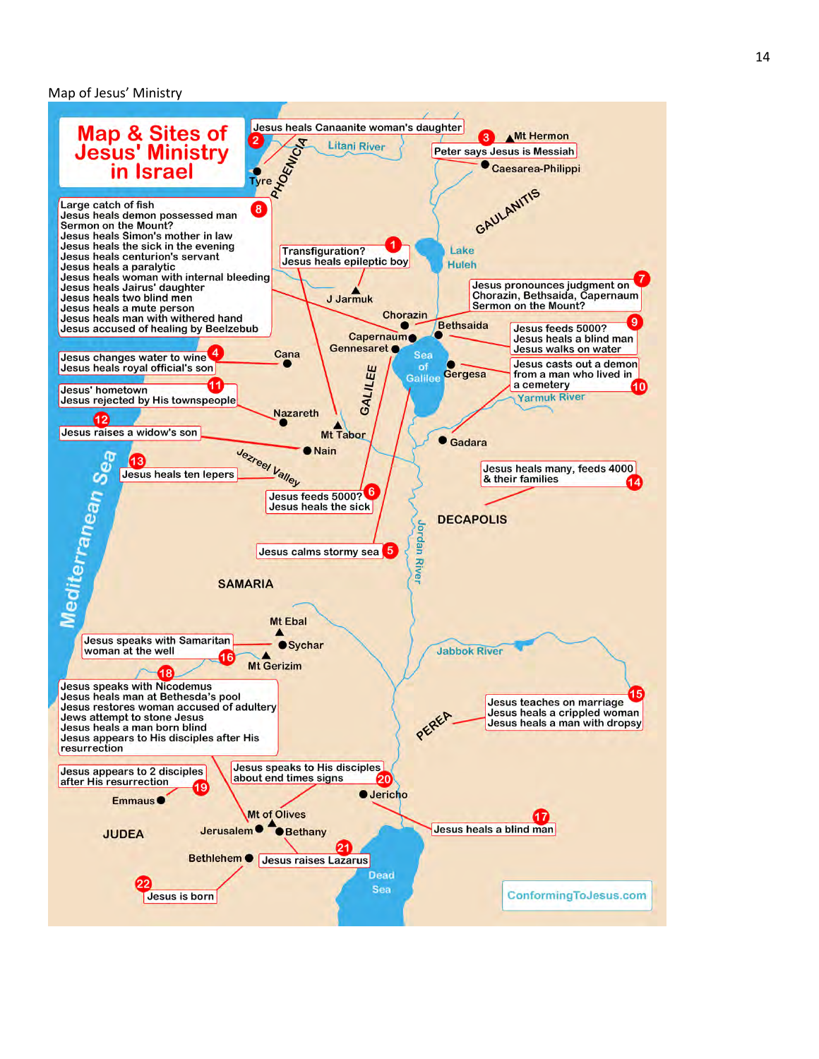Map of Jesus' Ministry

# Map & Sites of Jesus' Ministry in Israel

1. Transfiguration? Jesus heals epileptic boy
2. Jesus heals Canaanite woman's daughter
3. Peter says Jesus is Messiah
4. Jesus changes water to wine; Jesus heals royal official's son
5. Jesus calms stormy sea
6. Jesus feeds 5000? Jesus heals the sick
7. Jesus pronounces judgment on Chorazin, Bethsaida, Capernaum; Sermon on the Mount?
8. Large catch of fish; Jesus heals demon possessed man; Sermon on the Mount?; Jesus heals Simon's mother in law; Jesus heals the sick in the evening; Jesus heals centurion's servant; Jesus heals a paralytic; Jesus heals woman with internal bleeding; Jesus heals Jairus' daughter; Jesus heals two blind men; Jesus heals a mute person; Jesus heals man with withered hand; Jesus accused of healing by Beelzebub
9. Jesus feeds 5000? Jesus heals a blind man; Jesus walks on water
10. Jesus casts out a demon from a man who lived in a cemetery
11. Jesus' hometown; Jesus rejected by His townspeople
12. Jesus raises a widow's son
13. Jesus heals ten lepers
14. Jesus heals many, feeds 4000 & their families
15. Jesus teaches on marriage; Jesus heals a crippled woman; Jesus heals a man with dropsy
16. Jesus speaks with Samaritan woman at the well
17. Jesus heals a blind man
18. Jesus speaks with Nicodemus; Jesus heals man at Bethesda's pool; Jesus restores woman accused of adultery; Jews attempt to stone Jesus; Jesus heals a man born blind; Jesus appears to His disciples after His resurrection
19. Jesus appears to 2 disciples after His resurrection
20. Jesus speaks to His disciples about end times signs
21. Jesus raises Lazarus
22. Jesus is born

Places: Tyre, Phoenicia, Litani River, Mt Hermon, Caesarea-Philippi, Gaulanitis, Lake Huleh, J Jarmuk, Chorazin, Bethsaida, Capernaum, Gennesaret, Sea of Galilee, Gergesa, Cana, Galilee, Yarmuk River, Nazareth, Mt Tabor, Nain, Gadara, Jezreel Valley, Decapolis, Jordan River, Mediterranean Sea, Samaria, Mt Ebal, Sychar, Mt Gerizim, Jabbok River, Perea, Jericho, Emmaus, Mt of Olives, Jerusalem, Bethany, Judea, Bethlehem, Dead Sea

ConformingToJesus.com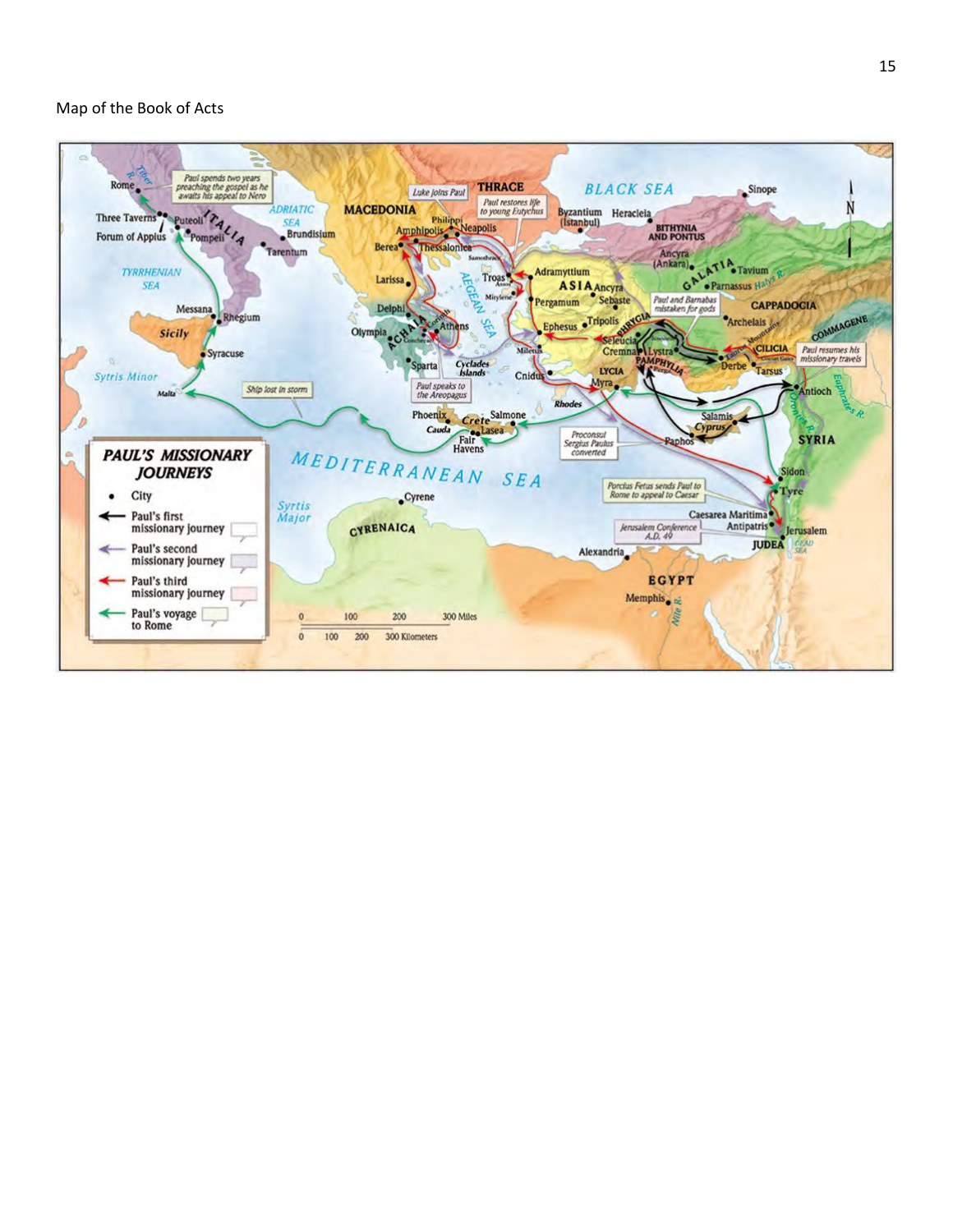Map of the Book of Acts

PAUL'S MISSIONARY JOURNEYS

City

Paul's first missionary journey

Paul's second missionary journey

Paul's third missionary journey

Paul's voyage to Rome

Paul spends two years preaching the gospel as he awaits his appeal to Nero

Luke joins Paul

Paul restores life to young Eutychus

Paul and Barnabas mistaken for gods

Paul resumes his missionary travels

Ship lost in storm

Paul speaks to the Areopagus

Proconsul Sergius Paulus converted

Porcius Fetus sends Paul to Rome to appeal to Caesar

Jerusalem Conference A.D. 49

BLACK SEA

MEDITERRANEAN SEA

AEGEAN SEA

ADRIATIC SEA

TYRRHENIAN SEA

Sytris Minor

Syrtis Major

Rome, Three Taverns, Forum of Appius, Puteoli, Pompeii, Brundisium, Tarentum, Messana, Rhegium, Syracuse, Malta, Sicily, ITALIA

MACEDONIA, THRACE, Philippi, Neapolis, Amphipolis, Berea, Thessalonica, Larissa, Delphi, Olympia, ACHAIA, Corinth, Athens, Sparta, Cyclades Islands

Troas, Adramyttium, ASIA, Pergamum, Ancyra, Sebaste, Ephesus, Tripolis, Miletus, Cnidus, Rhodes, PHRYGIA, Seleucia, Cremna, Lystra, Derbe, PAMPHYLIA, LYCIA, Myra

Byzantium (Istanbul), Heracleia, Sinope, BITHYNIA AND PONTUS, Ancyra (Ankara), GALATIA, Tavium, Parnassus, CAPPADOCIA, Archelais, COMMAGENE, CILICIA, Tarsus

Antioch, SYRIA, Salamis, Cyprus, Paphos, Sidon, Tyre, Caesarea Maritima, Antipatris, Jerusalem, JUDEA, DEAD SEA

Phoenix, Crete, Salmone, Cauda, Lasea, Fair Havens, Cyrene, CYRENAICA, Alexandria, EGYPT, Memphis, Nile R.

Tiber R., Halys R., Euphrates R., Orontes R.

0 100 200 300 Miles

0 100 200 300 Kilometers